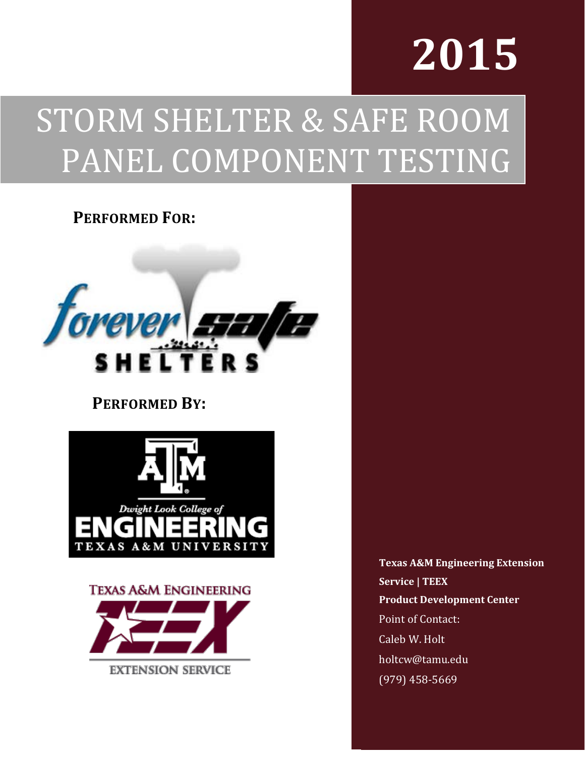# 2015

# STORM SHELTER & SAFE ROOM PANEL COMPONENT TESTING

**PERFORMED FOR:**

forever safe SHELTERS

**PERFORMED BY:**

Dwight Look College of ENGINEERING TEXAS A&M UNIVERSITY

TEXAS A&M ENGINEERING TEEX EXTENSION SERVICE

**Texas A&M Engineering Extension Service | TEEX**
**Product Development Center**
Point of Contact:
Caleb W. Holt
holtcw@tamu.edu
(979) 458-5669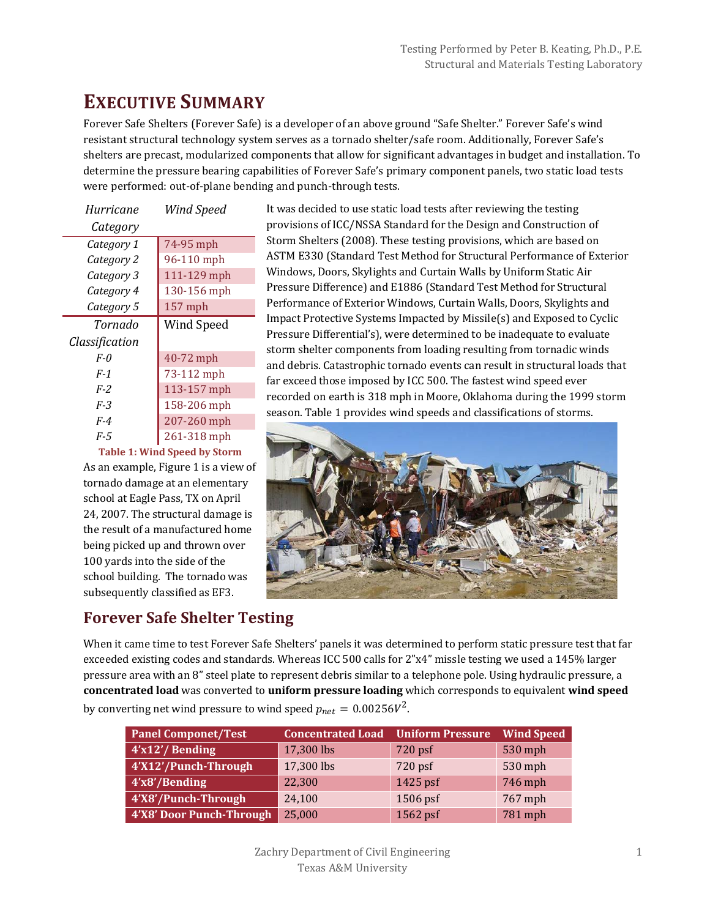# EXECUTIVE SUMMARY

Forever Safe Shelters (Forever Safe) is a developer of an above ground "Safe Shelter." Forever Safe's wind resistant structural technology system serves as a tornado shelter/safe room. Additionally, Forever Safe's shelters are precast, modularized components that allow for significant advantages in budget and installation. To determine the pressure bearing capabilities of Forever Safe's primary component panels, two static load tests were performed: out-of-plane bending and punch-through tests.

| *Hurricane Category* | *Wind Speed* |
|---|---|
| *Category 1* | 74-95 mph |
| *Category 2* | 96-110 mph |
| *Category 3* | 111-129 mph |
| *Category 4* | 130-156 mph |
| *Category 5* | 157 mph |
| *Tornado Classification* | Wind Speed |
| *F-0* | 40-72 mph |
| *F-1* | 73-112 mph |
| *F-2* | 113-157 mph |
| *F-3* | 158-206 mph |
| *F-4* | 207-260 mph |
| *F-5* | 261-318 mph |

**Table 1: Wind Speed by Storm**

It was decided to use static load tests after reviewing the testing provisions of ICC/NSSA Standard for the Design and Construction of Storm Shelters (2008). These testing provisions, which are based on ASTM E330 (Standard Test Method for Structural Performance of Exterior Windows, Doors, Skylights and Curtain Walls by Uniform Static Air Pressure Difference) and E1886 (Standard Test Method for Structural Performance of Exterior Windows, Curtain Walls, Doors, Skylights and Impact Protective Systems Impacted by Missile(s) and Exposed to Cyclic Pressure Differential's), were determined to be inadequate to evaluate storm shelter components from loading resulting from tornadic winds and debris. Catastrophic tornado events can result in structural loads that far exceed those imposed by ICC 500. The fastest wind speed ever recorded on earth is 318 mph in Moore, Oklahoma during the 1999 storm season. Table 1 provides wind speeds and classifications of storms.

As an example, Figure 1 is a view of tornado damage at an elementary school at Eagle Pass, TX on April 24, 2007. The structural damage is the result of a manufactured home being picked up and thrown over 100 yards into the side of the school building. The tornado was subsequently classified as EF3.

## Forever Safe Shelter Testing

When it came time to test Forever Safe Shelters' panels it was determined to perform static pressure test that far exceeded existing codes and standards. Whereas ICC 500 calls for 2"x4" missle testing we used a 145% larger pressure area with an 8" steel plate to represent debris similar to a telephone pole. Using hydraulic pressure, a **concentrated load** was converted to **uniform pressure loading** which corresponds to equivalent **wind speed** by converting net wind pressure to wind speed $p_{net} = 0.00256V^2$.

| Panel Componet/Test | Concentrated Load | Uniform Pressure | Wind Speed |
|---|---|---|---|
| 4'x12'/ Bending | 17,300 lbs | 720 psf | 530 mph |
| 4'X12'/Punch-Through | 17,300 lbs | 720 psf | 530 mph |
| 4'x8'/Bending | 22,300 | 1425 psf | 746 mph |
| 4'X8'/Punch-Through | 24,100 | 1506 psf | 767 mph |
| 4'X8' Door Punch-Through | 25,000 | 1562 psf | 781 mph |